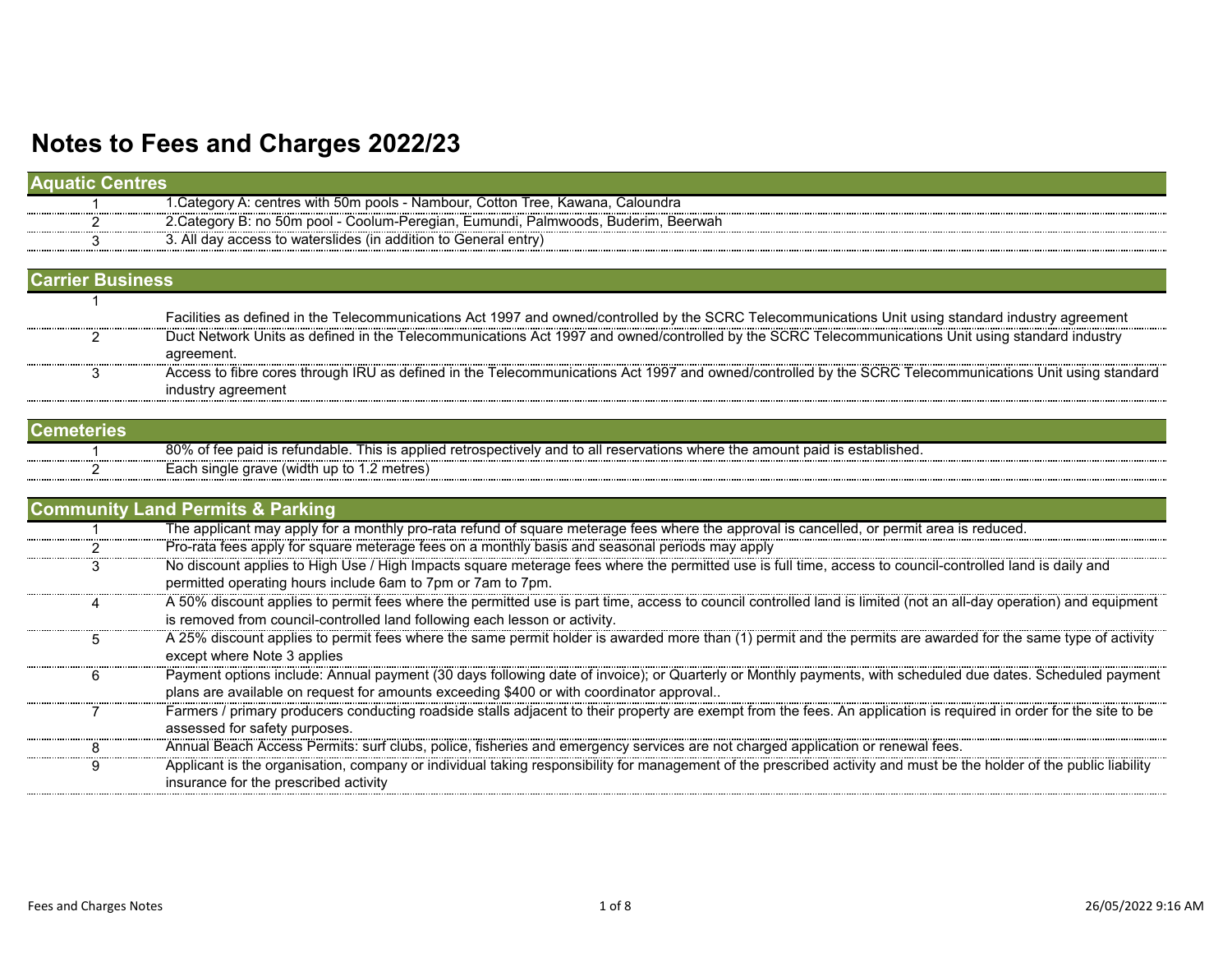# Notes to Fees and Charges 2022/23

## Aquatic Centres

| | |
|---|---|
| 1 | 1.Category A: centres with 50m pools - Nambour, Cotton Tree, Kawana, Caloundra |
| 2 | 2.Category B: no 50m pool - Coolum-Peregian, Eumundi, Palmwoods, Buderim, Beerwah |
| 3 | 3. All day access to waterslides (in addition to General entry) |

## Carrier Business

| | |
|---|---|
| 1 | Facilities as defined in the Telecommunications Act 1997 and owned/controlled by the SCRC Telecommunications Unit using standard industry agreement |
| 2 | Duct Network Units as defined in the Telecommunications Act 1997 and owned/controlled by the SCRC Telecommunications Unit using standard industry agreement. |
| 3 | Access to fibre cores through IRU as defined in the Telecommunications Act 1997 and owned/controlled by the SCRC Telecommunications Unit using standard industry agreement |

## Cemeteries

| | |
|---|---|
| 1 | 80% of fee paid is refundable. This is applied retrospectively and to all reservations where the amount paid is established. |
| 2 | Each single grave (width up to 1.2 metres) |

## Community Land Permits & Parking

| | |
|---|---|
| 1 | The applicant may apply for a monthly pro-rata refund of square meterage fees where the approval is cancelled, or permit area is reduced. |
| 2 | Pro-rata fees apply for square meterage fees on a monthly basis and seasonal periods may apply |
| 3 | No discount applies to High Use / High Impacts square meterage fees where the permitted use is full time, access to council-controlled land is daily and permitted operating hours include 6am to 7pm or 7am to 7pm. |
| 4 | A 50% discount applies to permit fees where the permitted use is part time, access to council controlled land is limited (not an all-day operation) and equipment is removed from council-controlled land following each lesson or activity. |
| 5 | A 25% discount applies to permit fees where the same permit holder is awarded more than (1) permit and the permits are awarded for the same type of activity except where Note 3 applies |
| 6 | Payment options include: Annual payment (30 days following date of invoice); or Quarterly or Monthly payments, with scheduled due dates. Scheduled payment plans are available on request for amounts exceeding $400 or with coordinator approval.. |
| 7 | Farmers / primary producers conducting roadside stalls adjacent to their property are exempt from the fees. An application is required in order for the site to be assessed for safety purposes. |
| 8 | Annual Beach Access Permits: surf clubs, police, fisheries and emergency services are not charged application or renewal fees. |
| 9 | Applicant is the organisation, company or individual taking responsibility for management of the prescribed activity and must be the holder of the public liability insurance for the prescribed activity |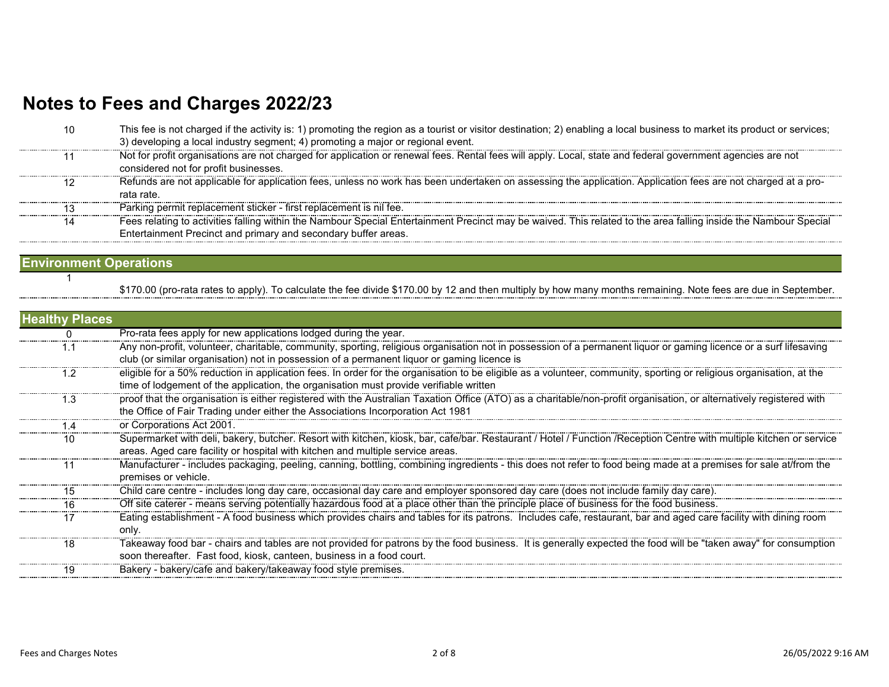# Notes to Fees and Charges 2022/23

| | |
|---|---|
| 10 | This fee is not charged if the activity is: 1) promoting the region as a tourist or visitor destination; 2) enabling a local business to market its product or services; 3) developing a local industry segment; 4) promoting a major or regional event. |
| 11 | Not for profit organisations are not charged for application or renewal fees. Rental fees will apply. Local, state and federal government agencies are not considered not for profit businesses. |
| 12 | Refunds are not applicable for application fees, unless no work has been undertaken on assessing the application. Application fees are not charged at a pro-rata rate. |
| 13 | Parking permit replacement sticker - first replacement is nil fee. |
| 14 | Fees relating to activities falling within the Nambour Special Entertainment Precinct may be waived. This related to the area falling inside the Nambour Special Entertainment Precinct and primary and secondary buffer areas. |

## Environment Operations

| | |
|---|---|
| 1 | $170.00 (pro-rata rates to apply). To calculate the fee divide $170.00 by 12 and then multiply by how many months remaining. Note fees are due in September. |

## Healthy Places

| | |
|---|---|
| 0 | Pro-rata fees apply for new applications lodged during the year. |
| 1.1 | Any non-profit, volunteer, charitable, community, sporting, religious organisation not in possession of a permanent liquor or gaming licence or a surf lifesaving club (or similar organisation) not in possession of a permanent liquor or gaming licence is |
| 1.2 | eligible for a 50% reduction in application fees. In order for the organisation to be eligible as a volunteer, community, sporting or religious organisation, at the time of lodgement of the application, the organisation must provide verifiable written |
| 1.3 | proof that the organisation is either registered with the Australian Taxation Office (ATO) as a charitable/non-profit organisation, or alternatively registered with the Office of Fair Trading under either the Associations Incorporation Act 1981 |
| 1.4 | or Corporations Act 2001. |
| 10 | Supermarket with deli, bakery, butcher. Resort with kitchen, kiosk, bar, cafe/bar. Restaurant / Hotel / Function /Reception Centre with multiple kitchen or service areas. Aged care facility or hospital with kitchen and multiple service areas. |
| 11 | Manufacturer - includes packaging, peeling, canning, bottling, combining ingredients - this does not refer to food being made at a premises for sale at/from the premises or vehicle. |
| 15 | Child care centre - includes long day care, occasional day care and employer sponsored day care (does not include family day care). |
| 16 | Off site caterer - means serving potentially hazardous food at a place other than the principle place of business for the food business. |
| 17 | Eating establishment - A food business which provides chairs and tables for its patrons. Includes cafe, restaurant, bar and aged care facility with dining room only. |
| 18 | Takeaway food bar - chairs and tables are not provided for patrons by the food business. It is generally expected the food will be "taken away" for consumption soon thereafter. Fast food, kiosk, canteen, business in a food court. |
| 19 | Bakery - bakery/cafe and bakery/takeaway food style premises. |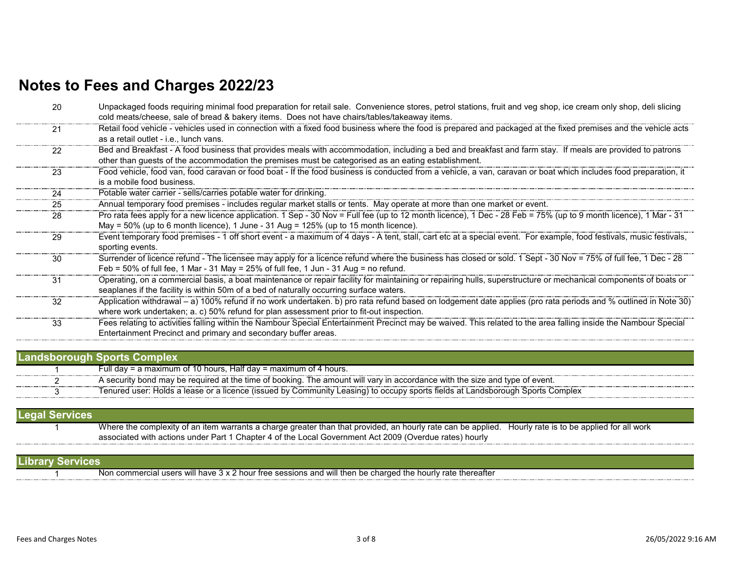# Notes to Fees and Charges 2022/23

| | |
|---|---|
| 20 | Unpackaged foods requiring minimal food preparation for retail sale. Convenience stores, petrol stations, fruit and veg shop, ice cream only shop, deli slicing cold meats/cheese, sale of bread & bakery items. Does not have chairs/tables/takeaway items. |
| 21 | Retail food vehicle - vehicles used in connection with a fixed food business where the food is prepared and packaged at the fixed premises and the vehicle acts as a retail outlet - i.e., lunch vans. |
| 22 | Bed and Breakfast - A food business that provides meals with accommodation, including a bed and breakfast and farm stay. If meals are provided to patrons other than guests of the accommodation the premises must be categorised as an eating establishment. |
| 23 | Food vehicle, food van, food caravan or food boat - If the food business is conducted from a vehicle, a van, caravan or boat which includes food preparation, it is a mobile food business. |
| 24 | Potable water carrier - sells/carries potable water for drinking. |
| 25 | Annual temporary food premises - includes regular market stalls or tents. May operate at more than one market or event. |
| 28 | Pro rata fees apply for a new licence application. 1 Sep - 30 Nov = Full fee (up to 12 month licence), 1 Dec - 28 Feb = 75% (up to 9 month licence), 1 Mar - 31 May = 50% (up to 6 month licence), 1 June - 31 Aug = 125% (up to 15 month licence). |
| 29 | Event temporary food premises - 1 off short event - a maximum of 4 days - A tent, stall, cart etc at a special event. For example, food festivals, music festivals, sporting events. |
| 30 | Surrender of licence refund - The licensee may apply for a licence refund where the business has closed or sold. 1 Sept - 30 Nov = 75% of full fee, 1 Dec - 28 Feb = 50% of full fee, 1 Mar - 31 May = 25% of full fee, 1 Jun - 31 Aug = no refund. |
| 31 | Operating, on a commercial basis, a boat maintenance or repair facility for maintaining or repairing hulls, superstructure or mechanical components of boats or seaplanes if the facility is within 50m of a bed of naturally occurring surface waters. |
| 32 | Application withdrawal – a) 100% refund if no work undertaken. b) pro rata refund based on lodgement date applies (pro rata periods and % outlined in Note 30) where work undertaken; a. c) 50% refund for plan assessment prior to fit-out inspection. |
| 33 | Fees relating to activities falling within the Nambour Special Entertainment Precinct may be waived. This related to the area falling inside the Nambour Special Entertainment Precinct and primary and secondary buffer areas. |

## Landsborough Sports Complex

| | |
|---|---|
| 1 | Full day = a maximum of 10 hours, Half day = maximum of 4 hours. |
| 2 | A security bond may be required at the time of booking. The amount will vary in accordance with the size and type of event. |
| 3 | Tenured user: Holds a lease or a licence (issued by Community Leasing) to occupy sports fields at Landsborough Sports Complex |

## Legal Services

| | |
|---|---|
| 1 | Where the complexity of an item warrants a charge greater than that provided, an hourly rate can be applied. Hourly rate is to be applied for all work associated with actions under Part 1 Chapter 4 of the Local Government Act 2009 (Overdue rates) hourly |

## Library Services

| | |
|---|---|
| 1 | Non commercial users will have 3 x 2 hour free sessions and will then be charged the hourly rate thereafter |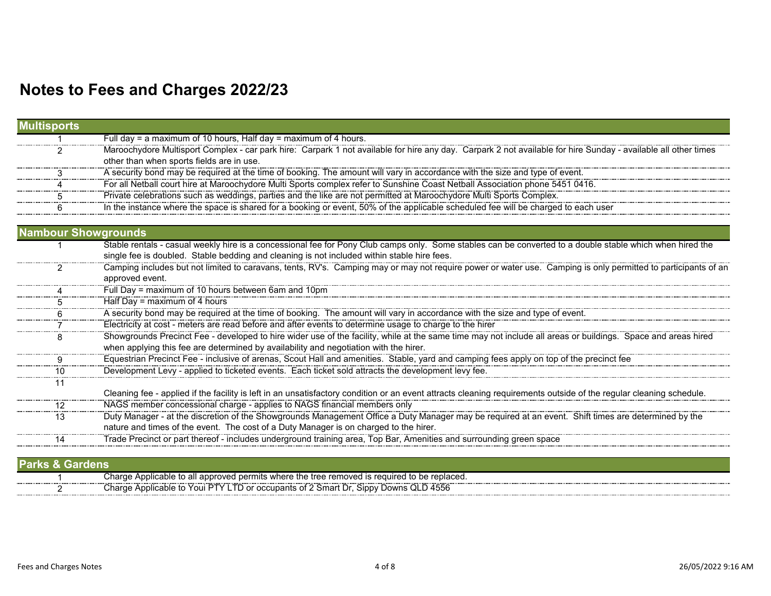# Notes to Fees and Charges 2022/23

## Multisports

| | |
|---|---|
| 1 | Full day = a maximum of 10 hours, Half day = maximum of 4 hours. |
| 2 | Maroochydore Multisport Complex - car park hire: Carpark 1 not available for hire any day. Carpark 2 not available for hire Sunday - available all other times other than when sports fields are in use. |
| 3 | A security bond may be required at the time of booking. The amount will vary in accordance with the size and type of event. |
| 4 | For all Netball court hire at Maroochydore Multi Sports complex refer to Sunshine Coast Netball Association phone 5451 0416. |
| 5 | Private celebrations such as weddings, parties and the like are not permitted at Maroochydore Multi Sports Complex. |
| 6 | In the instance where the space is shared for a booking or event, 50% of the applicable scheduled fee will be charged to each user |

## Nambour Showgrounds

| | |
|---|---|
| 1 | Stable rentals - casual weekly hire is a concessional fee for Pony Club camps only. Some stables can be converted to a double stable which when hired the single fee is doubled. Stable bedding and cleaning is not included within stable hire fees. |
| 2 | Camping includes but not limited to caravans, tents, RV's. Camping may or may not require power or water use. Camping is only permitted to participants of an approved event. |
| 4 | Full Day = maximum of 10 hours between 6am and 10pm |
| 5 | Half Day = maximum of 4 hours |
| 6 | A security bond may be required at the time of booking. The amount will vary in accordance with the size and type of event. |
| 7 | Electricity at cost - meters are read before and after events to determine usage to charge to the hirer |
| 8 | Showgrounds Precinct Fee - developed to hire wider use of the facility, while at the same time may not include all areas or buildings. Space and areas hired when applying this fee are determined by availability and negotiation with the hirer. |
| 9 | Equestrian Precinct Fee - inclusive of arenas, Scout Hall and amenities. Stable, yard and camping fees apply on top of the precinct fee |
| 10 | Development Levy - applied to ticketed events. Each ticket sold attracts the development levy fee. |
| 11 | Cleaning fee - applied if the facility is left in an unsatisfactory condition or an event attracts cleaning requirements outside of the regular cleaning schedule. |
| 12 | NAGS member concessional charge - applies to NAGS financial members only |
| 13 | Duty Manager - at the discretion of the Showgrounds Management Office a Duty Manager may be required at an event. Shift times are determined by the nature and times of the event. The cost of a Duty Manager is on charged to the hirer. |
| 14 | Trade Precinct or part thereof - includes underground training area, Top Bar, Amenities and surrounding green space |

## Parks & Gardens

| | |
|---|---|
| 1 | Charge Applicable to all approved permits where the tree removed is required to be replaced. |
| 2 | Charge Applicable to Youi PTY LTD or occupants of 2 Smart Dr, Sippy Downs QLD 4556 |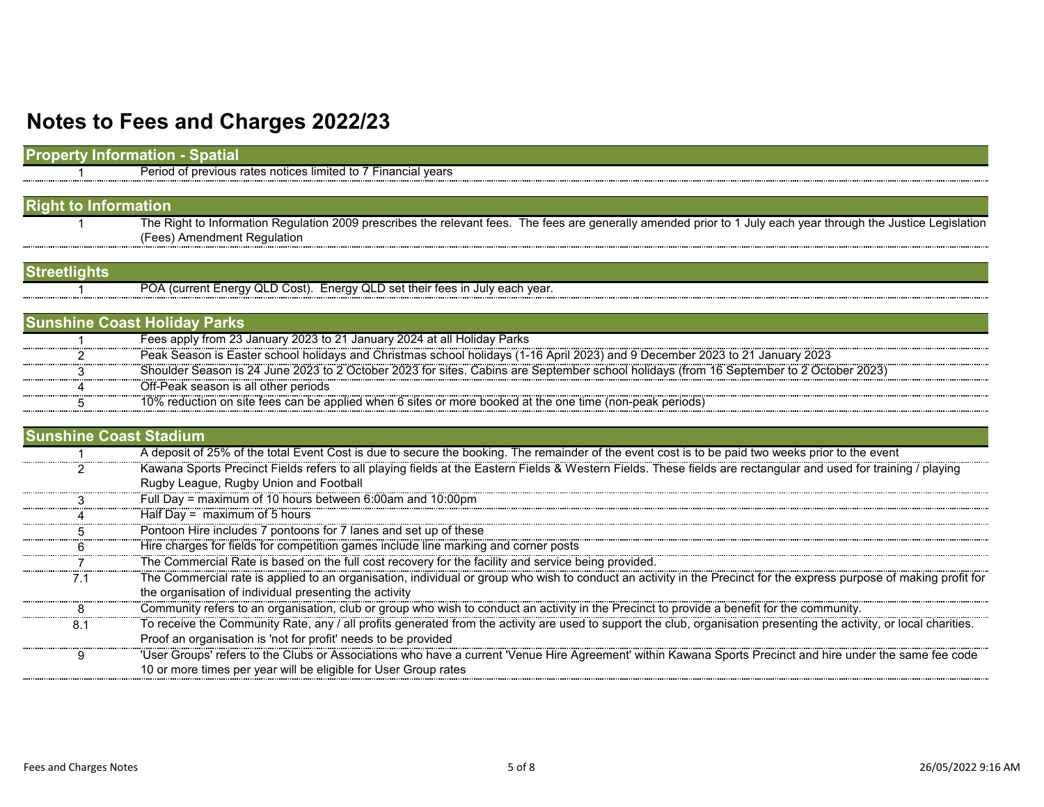# Notes to Fees and Charges 2022/23

## Property Information - Spatial

| | |
|---|---|
| 1 | Period of previous rates notices limited to 7 Financial years |

## Right to Information

| | |
|---|---|
| 1 | The Right to Information Regulation 2009 prescribes the relevant fees. The fees are generally amended prior to 1 July each year through the Justice Legislation (Fees) Amendment Regulation |

## Streetlights

| | |
|---|---|
| 1 | POA (current Energy QLD Cost). Energy QLD set their fees in July each year. |

## Sunshine Coast Holiday Parks

| | |
|---|---|
| 1 | Fees apply from 23 January 2023 to 21 January 2024 at all Holiday Parks |
| 2 | Peak Season is Easter school holidays and Christmas school holidays (1-16 April 2023) and 9 December 2023 to 21 January 2023 |
| 3 | Shoulder Season is 24 June 2023 to 2 October 2023 for sites. Cabins are September school holidays (from 16 September to 2 October 2023) |
| 4 | Off-Peak season is all other periods |
| 5 | 10% reduction on site fees can be applied when 6 sites or more booked at the one time (non-peak periods) |

## Sunshine Coast Stadium

| | |
|---|---|
| 1 | A deposit of 25% of the total Event Cost is due to secure the booking. The remainder of the event cost is to be paid two weeks prior to the event |
| 2 | Kawana Sports Precinct Fields refers to all playing fields at the Eastern Fields & Western Fields. These fields are rectangular and used for training / playing Rugby League, Rugby Union and Football |
| 3 | Full Day = maximum of 10 hours between 6:00am and 10:00pm |
| 4 | Half Day = maximum of 5 hours |
| 5 | Pontoon Hire includes 7 pontoons for 7 lanes and set up of these |
| 6 | Hire charges for fields for competition games include line marking and corner posts |
| 7 | The Commercial Rate is based on the full cost recovery for the facility and service being provided. |
| 7.1 | The Commercial rate is applied to an organisation, individual or group who wish to conduct an activity in the Precinct for the express purpose of making profit for the organisation of individual presenting the activity |
| 8 | Community refers to an organisation, club or group who wish to conduct an activity in the Precinct to provide a benefit for the community. |
| 8.1 | To receive the Community Rate, any / all profits generated from the activity are used to support the club, organisation presenting the activity, or local charities. Proof an organisation is 'not for profit' needs to be provided |
| 9 | 'User Groups' refers to the Clubs or Associations who have a current 'Venue Hire Agreement' within Kawana Sports Precinct and hire under the same fee code 10 or more times per year will be eligible for User Group rates |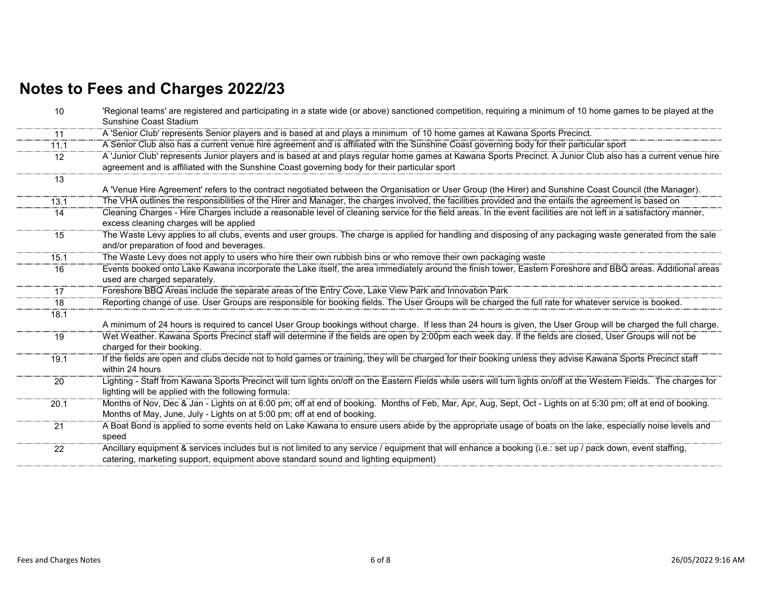# Notes to Fees and Charges 2022/23

| | |
|---|---|
| 10 | 'Regional teams' are registered and participating in a state wide (or above) sanctioned competition, requiring a minimum of 10 home games to be played at the Sunshine Coast Stadium |
| 11 | A 'Senior Club' represents Senior players and is based at and plays a minimum of 10 home games at Kawana Sports Precinct. |
| 11.1 | A Senior Club also has a current venue hire agreement and is affiliated with the Sunshine Coast governing body for their particular sport |
| 12 | A 'Junior Club' represents Junior players and is based at and plays regular home games at Kawana Sports Precinct. A Junior Club also has a current venue hire agreement and is affiliated with the Sunshine Coast governing body for their particular sport |
| 13 | A 'Venue Hire Agreement' refers to the contract negotiated between the Organisation or User Group (the Hirer) and Sunshine Coast Council (the Manager). |
| 13.1 | The VHA outlines the responsibilities of the Hirer and Manager, the charges involved, the facilities provided and the entails the agreement is based on |
| 14 | Cleaning Charges - Hire Charges include a reasonable level of cleaning service for the field areas. In the event facilities are not left in a satisfactory manner, excess cleaning charges will be applied |
| 15 | The Waste Levy applies to all clubs, events and user groups. The charge is applied for handling and disposing of any packaging waste generated from the sale and/or preparation of food and beverages. |
| 15.1 | The Waste Levy does not apply to users who hire their own rubbish bins or who remove their own packaging waste |
| 16 | Events booked onto Lake Kawana incorporate the Lake itself, the area immediately around the finish tower, Eastern Foreshore and BBQ areas. Additional areas used are charged separately. |
| 17 | Foreshore BBQ Areas include the separate areas of the Entry Cove, Lake View Park and Innovation Park |
| 18 | Reporting change of use. User Groups are responsible for booking fields. The User Groups will be charged the full rate for whatever service is booked. |
| 18.1 | A minimum of 24 hours is required to cancel User Group bookings without charge. If less than 24 hours is given, the User Group will be charged the full charge. |
| 19 | Wet Weather. Kawana Sports Precinct staff will determine if the fields are open by 2:00pm each week day. If the fields are closed, User Groups will not be charged for their booking. |
| 19.1 | If the fields are open and clubs decide not to hold games or training, they will be charged for their booking unless they advise Kawana Sports Precinct staff within 24 hours |
| 20 | Lighting - Staff from Kawana Sports Precinct will turn lights on/off on the Eastern Fields while users will turn lights on/off at the Western Fields. The charges for lighting will be applied with the following formula: |
| 20.1 | Months of Nov, Dec & Jan - Lights on at 6:00 pm; off at end of booking. Months of Feb, Mar, Apr, Aug, Sept, Oct - Lights on at 5:30 pm; off at end of booking. Months of May, June, July - Lights on at 5:00 pm; off at end of booking. |
| 21 | A Boat Bond is applied to some events held on Lake Kawana to ensure users abide by the appropriate usage of boats on the lake, especially noise levels and speed |
| 22 | Ancillary equipment & services includes but is not limited to any service / equipment that will enhance a booking (i.e.: set up / pack down, event staffing, catering, marketing support, equipment above standard sound and lighting equipment) |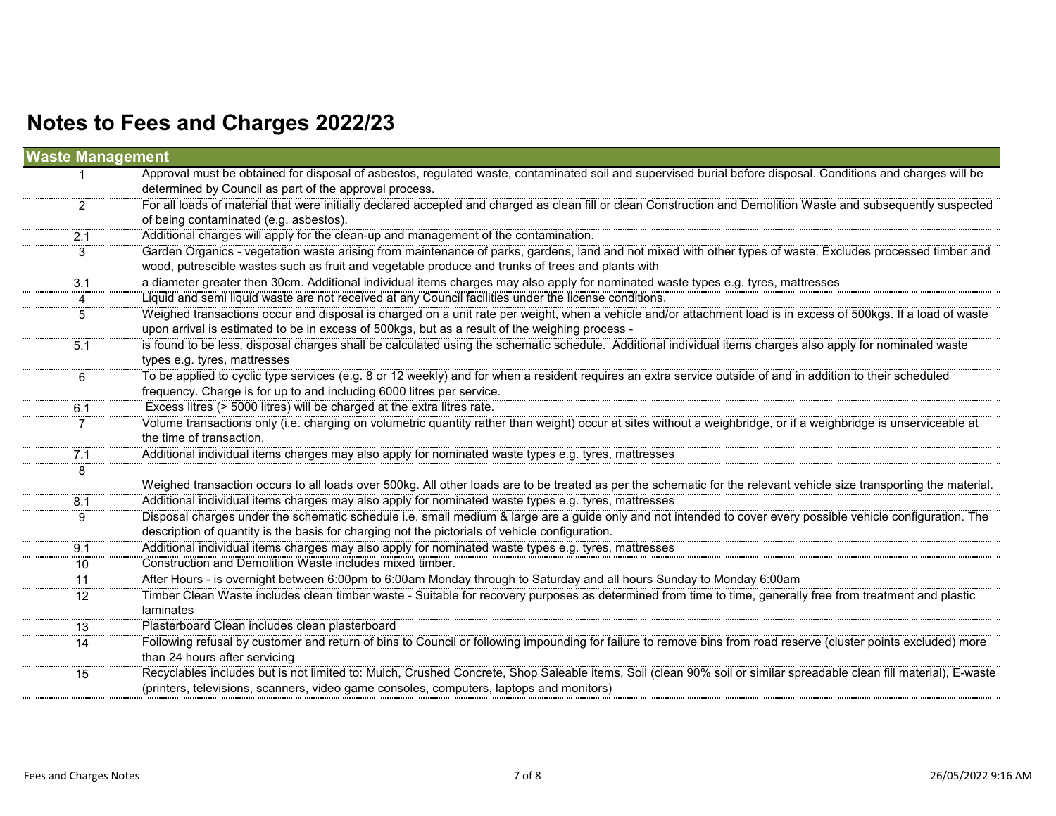# Notes to Fees and Charges 2022/23

| Waste Management | |
|---|---|
| 1 | Approval must be obtained for disposal of asbestos, regulated waste, contaminated soil and supervised burial before disposal. Conditions and charges will be determined by Council as part of the approval process. |
| 2 | For all loads of material that were initially declared accepted and charged as clean fill or clean Construction and Demolition Waste and subsequently suspected of being contaminated (e.g. asbestos). |
| 2.1 | Additional charges will apply for the clean-up and management of the contamination. |
| 3 | Garden Organics - vegetation waste arising from maintenance of parks, gardens, land and not mixed with other types of waste. Excludes processed timber and wood, putrescible wastes such as fruit and vegetable produce and trunks of trees and plants with |
| 3.1 | a diameter greater then 30cm. Additional individual items charges may also apply for nominated waste types e.g. tyres, mattresses |
| 4 | Liquid and semi liquid waste are not received at any Council facilities under the license conditions. |
| 5 | Weighed transactions occur and disposal is charged on a unit rate per weight, when a vehicle and/or attachment load is in excess of 500kgs. If a load of waste upon arrival is estimated to be in excess of 500kgs, but as a result of the weighing process - |
| 5.1 | is found to be less, disposal charges shall be calculated using the schematic schedule. Additional individual items charges also apply for nominated waste types e.g. tyres, mattresses |
| 6 | To be applied to cyclic type services (e.g. 8 or 12 weekly) and for when a resident requires an extra service outside of and in addition to their scheduled frequency. Charge is for up to and including 6000 litres per service. |
| 6.1 | Excess litres (> 5000 litres) will be charged at the extra litres rate. |
| 7 | Volume transactions only (i.e. charging on volumetric quantity rather than weight) occur at sites without a weighbridge, or if a weighbridge is unserviceable at the time of transaction. |
| 7.1 | Additional individual items charges may also apply for nominated waste types e.g. tyres, mattresses |
| 8 | Weighed transaction occurs to all loads over 500kg. All other loads are to be treated as per the schematic for the relevant vehicle size transporting the material. |
| 8.1 | Additional individual items charges may also apply for nominated waste types e.g. tyres, mattresses |
| 9 | Disposal charges under the schematic schedule i.e. small medium & large are a guide only and not intended to cover every possible vehicle configuration. The description of quantity is the basis for charging not the pictorials of vehicle configuration. |
| 9.1 | Additional individual items charges may also apply for nominated waste types e.g. tyres, mattresses |
| 10 | Construction and Demolition Waste includes mixed timber. |
| 11 | After Hours - is overnight between 6:00pm to 6:00am Monday through to Saturday and all hours Sunday to Monday 6:00am |
| 12 | Timber Clean Waste includes clean timber waste - Suitable for recovery purposes as determined from time to time, generally free from treatment and plastic laminates |
| 13 | Plasterboard Clean includes clean plasterboard |
| 14 | Following refusal by customer and return of bins to Council or following impounding for failure to remove bins from road reserve (cluster points excluded) more than 24 hours after servicing |
| 15 | Recyclables includes but is not limited to: Mulch, Crushed Concrete, Shop Saleable items, Soil (clean 90% soil or similar spreadable clean fill material), E-waste (printers, televisions, scanners, video game consoles, computers, laptops and monitors) |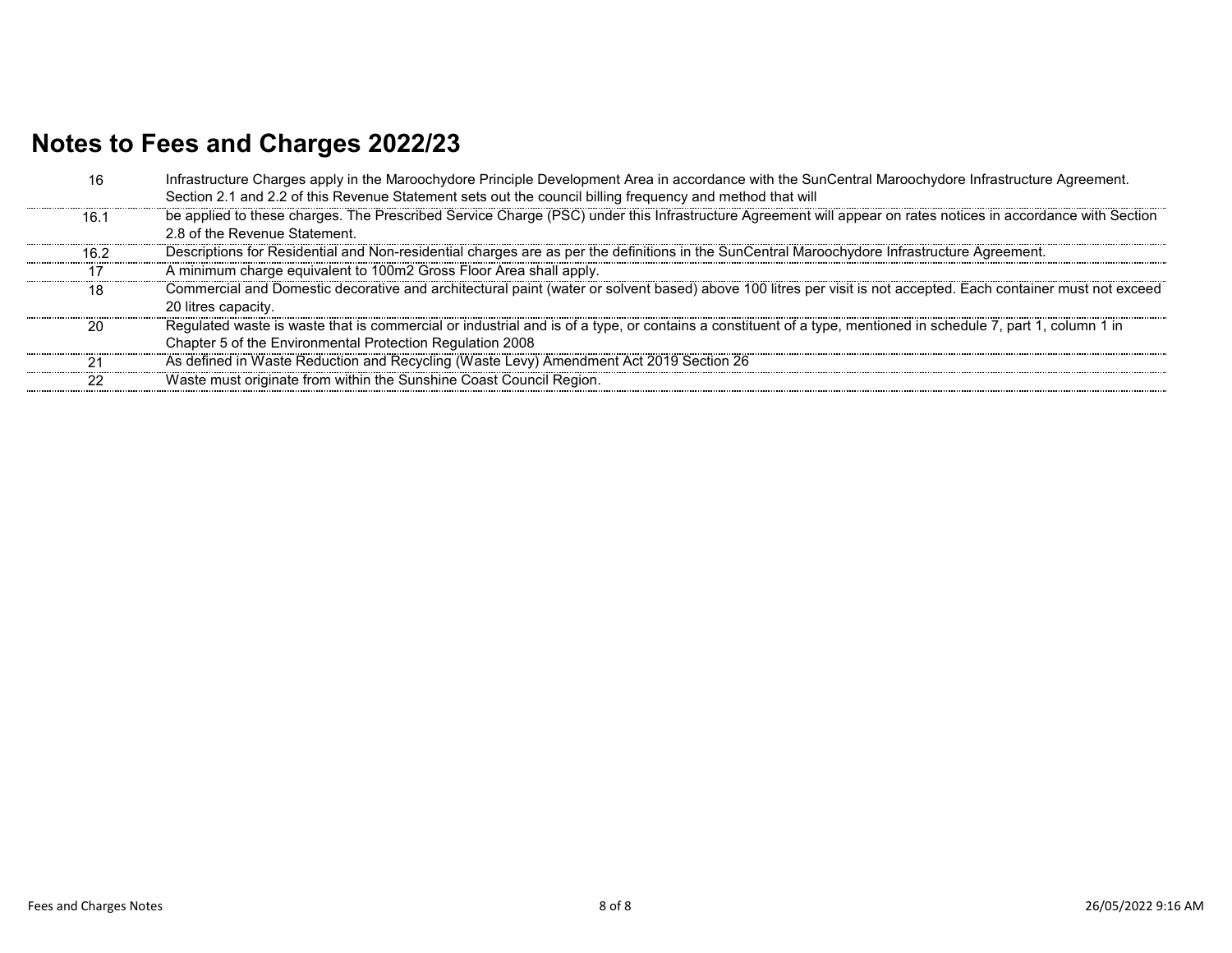# Notes to Fees and Charges 2022/23

| | |
|---|---|
| 16 | Infrastructure Charges apply in the Maroochydore Principle Development Area in accordance with the SunCentral Maroochydore Infrastructure Agreement. Section 2.1 and 2.2 of this Revenue Statement sets out the council billing frequency and method that will |
| 16.1 | be applied to these charges. The Prescribed Service Charge (PSC) under this Infrastructure Agreement will appear on rates notices in accordance with Section 2.8 of the Revenue Statement. |
| 16.2 | Descriptions for Residential and Non-residential charges are as per the definitions in the SunCentral Maroochydore Infrastructure Agreement. |
| 17 | A minimum charge equivalent to 100m2 Gross Floor Area shall apply. |
| 18 | Commercial and Domestic decorative and architectural paint (water or solvent based) above 100 litres per visit is not accepted. Each container must not exceed 20 litres capacity. |
| 20 | Regulated waste is waste that is commercial or industrial and is of a type, or contains a constituent of a type, mentioned in schedule 7, part 1, column 1 in Chapter 5 of the Environmental Protection Regulation 2008 |
| 21 | As defined in Waste Reduction and Recycling (Waste Levy) Amendment Act 2019 Section 26 |
| 22 | Waste must originate from within the Sunshine Coast Council Region. |